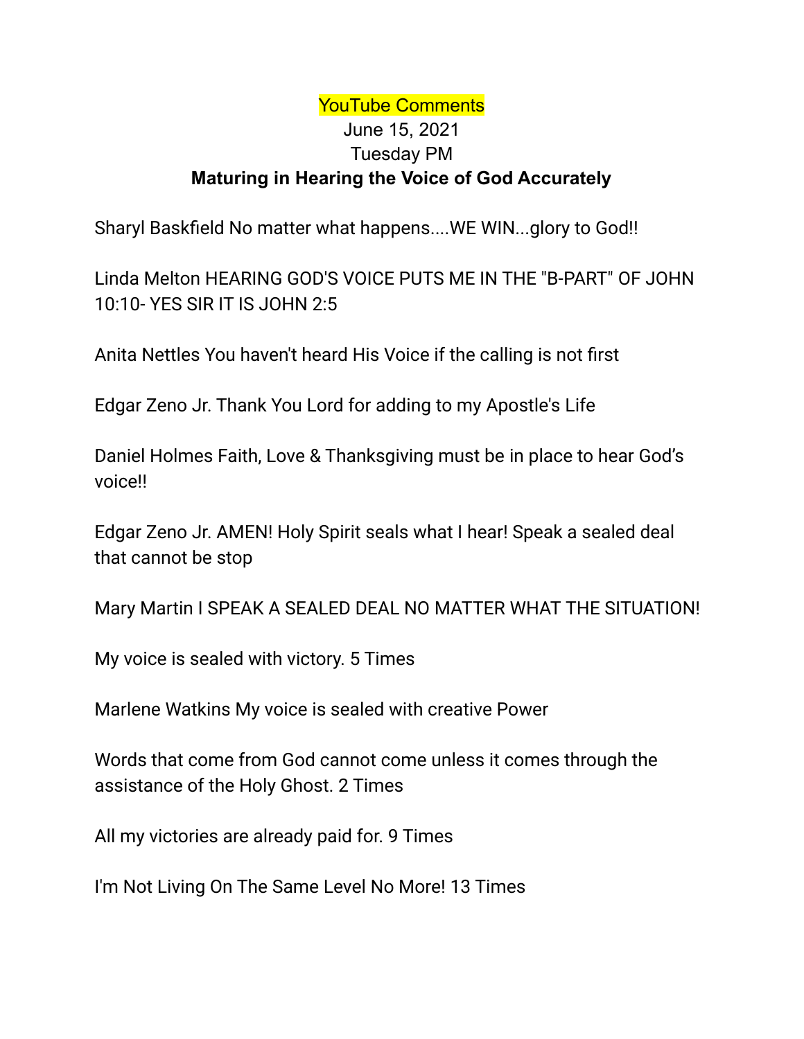YouTube Comments

June 15, 2021

Tuesday PM

**Maturing in Hearing the Voice of God Accurately**

Sharyl Baskfield No matter what happens....WE WIN...glory to God!!

Linda Melton HEARING GOD'S VOICE PUTS ME IN THE "B-PART" OF JOHN 10:10- YES SIR IT IS JOHN 2:5

Anita Nettles You haven't heard His Voice if the calling is not first

Edgar Zeno Jr. Thank You Lord for adding to my Apostle's Life

Daniel Holmes Faith, Love & Thanksgiving must be in place to hear God's voice!!

Edgar Zeno Jr. AMEN! Holy Spirit seals what I hear! Speak a sealed deal that cannot be stop

Mary Martin I SPEAK A SEALED DEAL NO MATTER WHAT THE SITUATION!

My voice is sealed with victory. 5 Times

Marlene Watkins My voice is sealed with creative Power

Words that come from God cannot come unless it comes through the assistance of the Holy Ghost. 2 Times

All my victories are already paid for. 9 Times

I'm Not Living On The Same Level No More! 13 Times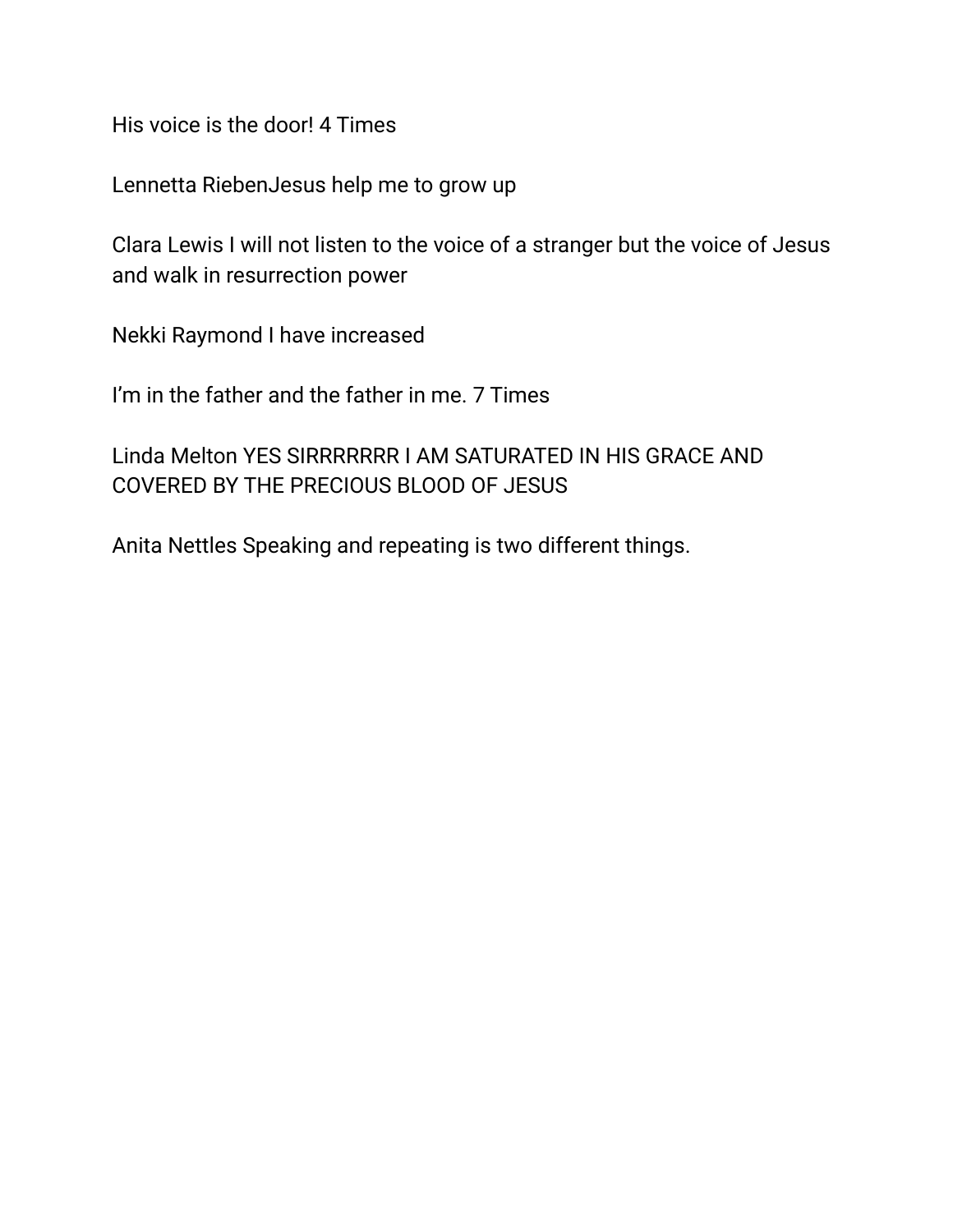His voice is the door! 4 Times

Lennetta RiebenJesus help me to grow up

Clara Lewis I will not listen to the voice of a stranger but the voice of Jesus and walk in resurrection power

Nekki Raymond I have increased

I'm in the father and the father in me. 7 Times

Linda Melton YES SIRRRRRRR I AM SATURATED IN HIS GRACE AND COVERED BY THE PRECIOUS BLOOD OF JESUS

Anita Nettles Speaking and repeating is two different things.